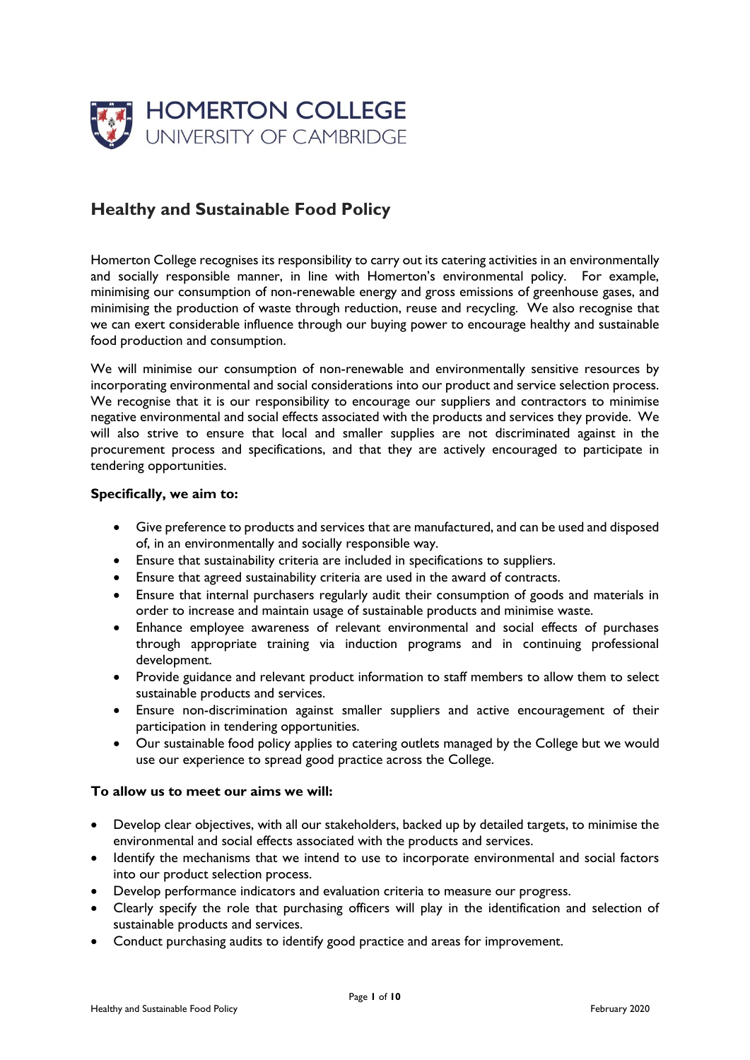HOMERTON COLLEGE
UNIVERSITY OF CAMBRIDGE

# Healthy and Sustainable Food Policy

Homerton College recognises its responsibility to carry out its catering activities in an environmentally and socially responsible manner, in line with Homerton's environmental policy. For example, minimising our consumption of non-renewable energy and gross emissions of greenhouse gases, and minimising the production of waste through reduction, reuse and recycling. We also recognise that we can exert considerable influence through our buying power to encourage healthy and sustainable food production and consumption.

We will minimise our consumption of non-renewable and environmentally sensitive resources by incorporating environmental and social considerations into our product and service selection process. We recognise that it is our responsibility to encourage our suppliers and contractors to minimise negative environmental and social effects associated with the products and services they provide. We will also strive to ensure that local and smaller supplies are not discriminated against in the procurement process and specifications, and that they are actively encouraged to participate in tendering opportunities.

**Specifically, we aim to:**

- Give preference to products and services that are manufactured, and can be used and disposed of, in an environmentally and socially responsible way.
- Ensure that sustainability criteria are included in specifications to suppliers.
- Ensure that agreed sustainability criteria are used in the award of contracts.
- Ensure that internal purchasers regularly audit their consumption of goods and materials in order to increase and maintain usage of sustainable products and minimise waste.
- Enhance employee awareness of relevant environmental and social effects of purchases through appropriate training via induction programs and in continuing professional development.
- Provide guidance and relevant product information to staff members to allow them to select sustainable products and services.
- Ensure non-discrimination against smaller suppliers and active encouragement of their participation in tendering opportunities.
- Our sustainable food policy applies to catering outlets managed by the College but we would use our experience to spread good practice across the College.

**To allow us to meet our aims we will:**

- Develop clear objectives, with all our stakeholders, backed up by detailed targets, to minimise the environmental and social effects associated with the products and services.
- Identify the mechanisms that we intend to use to incorporate environmental and social factors into our product selection process.
- Develop performance indicators and evaluation criteria to measure our progress.
- Clearly specify the role that purchasing officers will play in the identification and selection of sustainable products and services.
- Conduct purchasing audits to identify good practice and areas for improvement.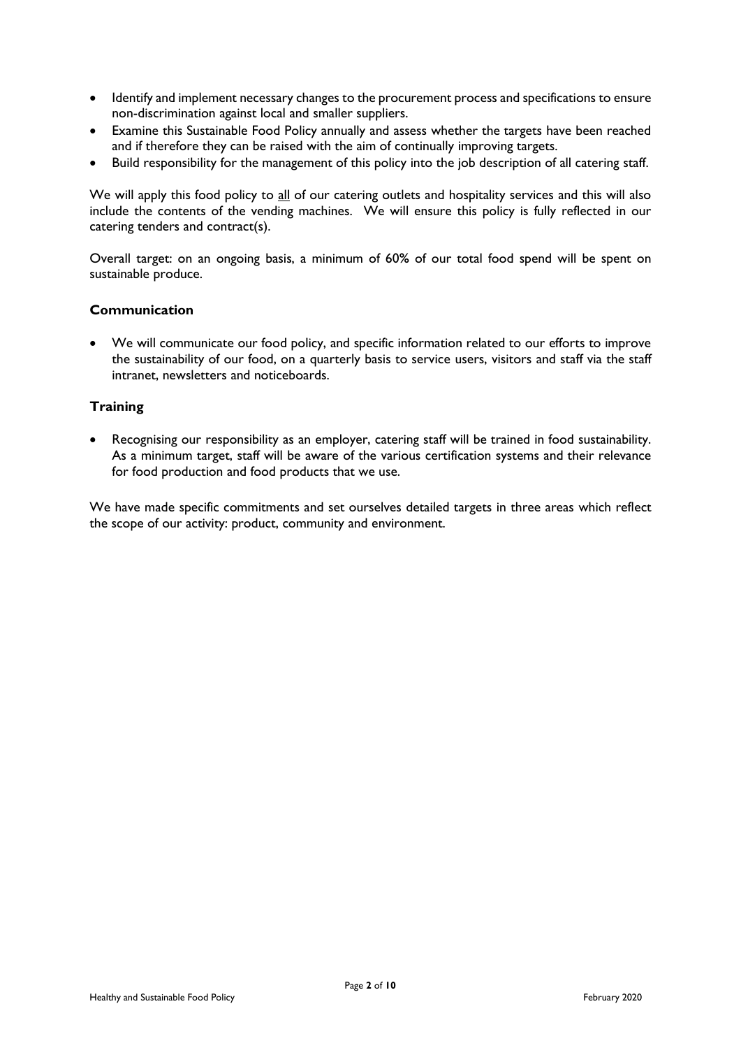- Identify and implement necessary changes to the procurement process and specifications to ensure non-discrimination against local and smaller suppliers.
- Examine this Sustainable Food Policy annually and assess whether the targets have been reached and if therefore they can be raised with the aim of continually improving targets.
- Build responsibility for the management of this policy into the job description of all catering staff.

We will apply this food policy to <u>all</u> of our catering outlets and hospitality services and this will also include the contents of the vending machines. We will ensure this policy is fully reflected in our catering tenders and contract(s).

Overall target: on an ongoing basis, a minimum of 60% of our total food spend will be spent on sustainable produce.

### Communication

- We will communicate our food policy, and specific information related to our efforts to improve the sustainability of our food, on a quarterly basis to service users, visitors and staff via the staff intranet, newsletters and noticeboards.

### Training

- Recognising our responsibility as an employer, catering staff will be trained in food sustainability. As a minimum target, staff will be aware of the various certification systems and their relevance for food production and food products that we use.

We have made specific commitments and set ourselves detailed targets in three areas which reflect the scope of our activity: product, community and environment.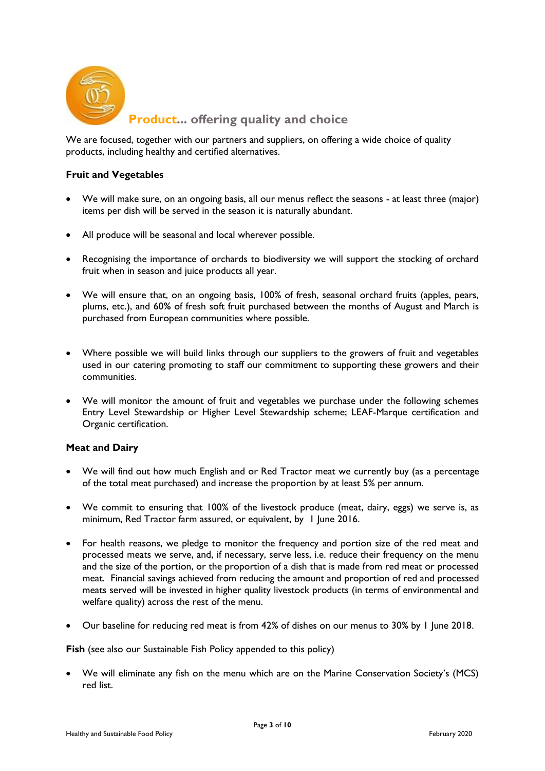## Product... offering quality and choice

We are focused, together with our partners and suppliers, on offering a wide choice of quality products, including healthy and certified alternatives.

**Fruit and Vegetables**

- We will make sure, on an ongoing basis, all our menus reflect the seasons - at least three (major) items per dish will be served in the season it is naturally abundant.
- All produce will be seasonal and local wherever possible.
- Recognising the importance of orchards to biodiversity we will support the stocking of orchard fruit when in season and juice products all year.
- We will ensure that, on an ongoing basis, 100% of fresh, seasonal orchard fruits (apples, pears, plums, etc.), and 60% of fresh soft fruit purchased between the months of August and March is purchased from European communities where possible.
- Where possible we will build links through our suppliers to the growers of fruit and vegetables used in our catering promoting to staff our commitment to supporting these growers and their communities.
- We will monitor the amount of fruit and vegetables we purchase under the following schemes Entry Level Stewardship or Higher Level Stewardship scheme; LEAF-Marque certification and Organic certification.

**Meat and Dairy**

- We will find out how much English and or Red Tractor meat we currently buy (as a percentage of the total meat purchased) and increase the proportion by at least 5% per annum.
- We commit to ensuring that 100% of the livestock produce (meat, dairy, eggs) we serve is, as minimum, Red Tractor farm assured, or equivalent, by 1 June 2016.
- For health reasons, we pledge to monitor the frequency and portion size of the red meat and processed meats we serve, and, if necessary, serve less, i.e. reduce their frequency on the menu and the size of the portion, or the proportion of a dish that is made from red meat or processed meat. Financial savings achieved from reducing the amount and proportion of red and processed meats served will be invested in higher quality livestock products (in terms of environmental and welfare quality) across the rest of the menu.
- Our baseline for reducing red meat is from 42% of dishes on our menus to 30% by 1 June 2018.

**Fish** (see also our Sustainable Fish Policy appended to this policy)

- We will eliminate any fish on the menu which are on the Marine Conservation Society's (MCS) red list.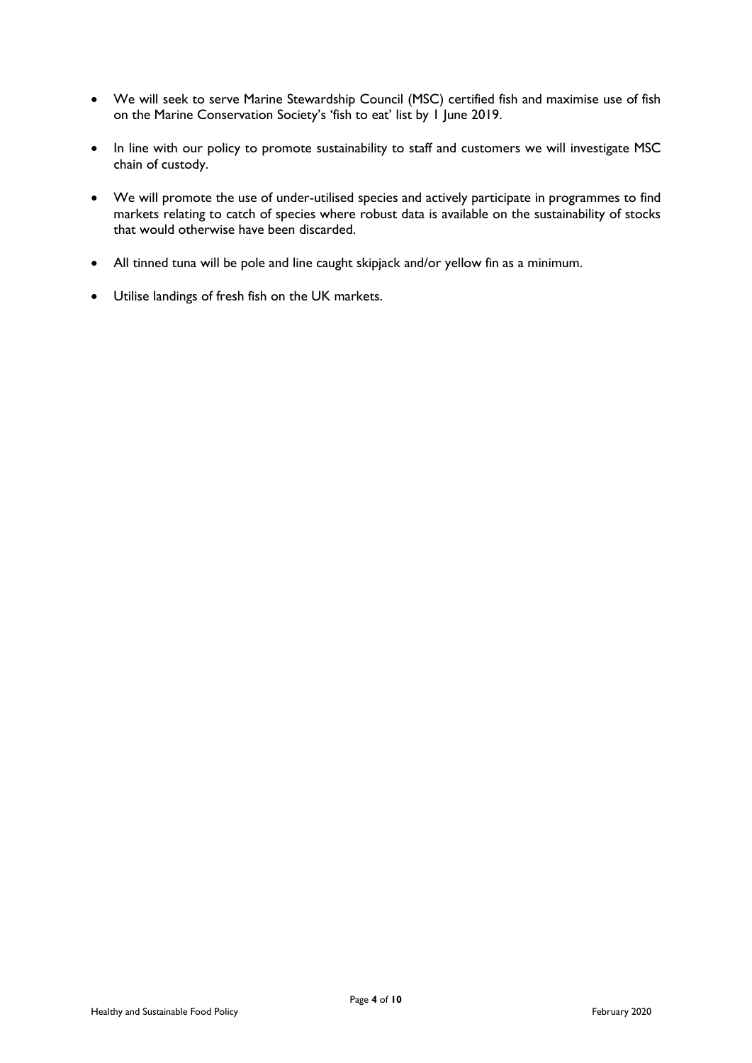- We will seek to serve Marine Stewardship Council (MSC) certified fish and maximise use of fish on the Marine Conservation Society's 'fish to eat' list by 1 June 2019.

- In line with our policy to promote sustainability to staff and customers we will investigate MSC chain of custody.

- We will promote the use of under-utilised species and actively participate in programmes to find markets relating to catch of species where robust data is available on the sustainability of stocks that would otherwise have been discarded.

- All tinned tuna will be pole and line caught skipjack and/or yellow fin as a minimum.

- Utilise landings of fresh fish on the UK markets.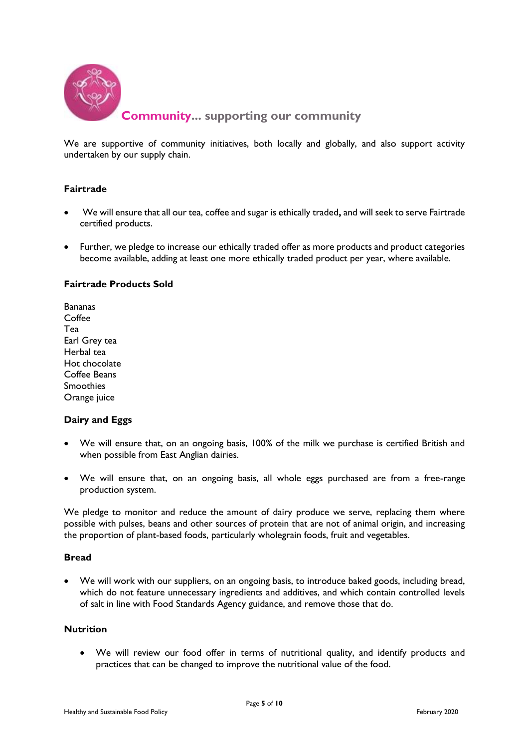## **Community...** supporting our community

We are supportive of community initiatives, both locally and globally, and also support activity undertaken by our supply chain.

### Fairtrade

- We will ensure that all our tea, coffee and sugar is ethically traded**,** and will seek to serve Fairtrade certified products.

- Further, we pledge to increase our ethically traded offer as more products and product categories become available, adding at least one more ethically traded product per year, where available.

### Fairtrade Products Sold

Bananas
Coffee
Tea
Earl Grey tea
Herbal tea
Hot chocolate
Coffee Beans
Smoothies
Orange juice

### Dairy and Eggs

- We will ensure that, on an ongoing basis, 100% of the milk we purchase is certified British and when possible from East Anglian dairies.

- We will ensure that, on an ongoing basis, all whole eggs purchased are from a free-range production system.

We pledge to monitor and reduce the amount of dairy produce we serve, replacing them where possible with pulses, beans and other sources of protein that are not of animal origin, and increasing the proportion of plant-based foods, particularly wholegrain foods, fruit and vegetables.

### Bread

- We will work with our suppliers, on an ongoing basis, to introduce baked goods, including bread, which do not feature unnecessary ingredients and additives, and which contain controlled levels of salt in line with Food Standards Agency guidance, and remove those that do.

### Nutrition

- We will review our food offer in terms of nutritional quality, and identify products and practices that can be changed to improve the nutritional value of the food.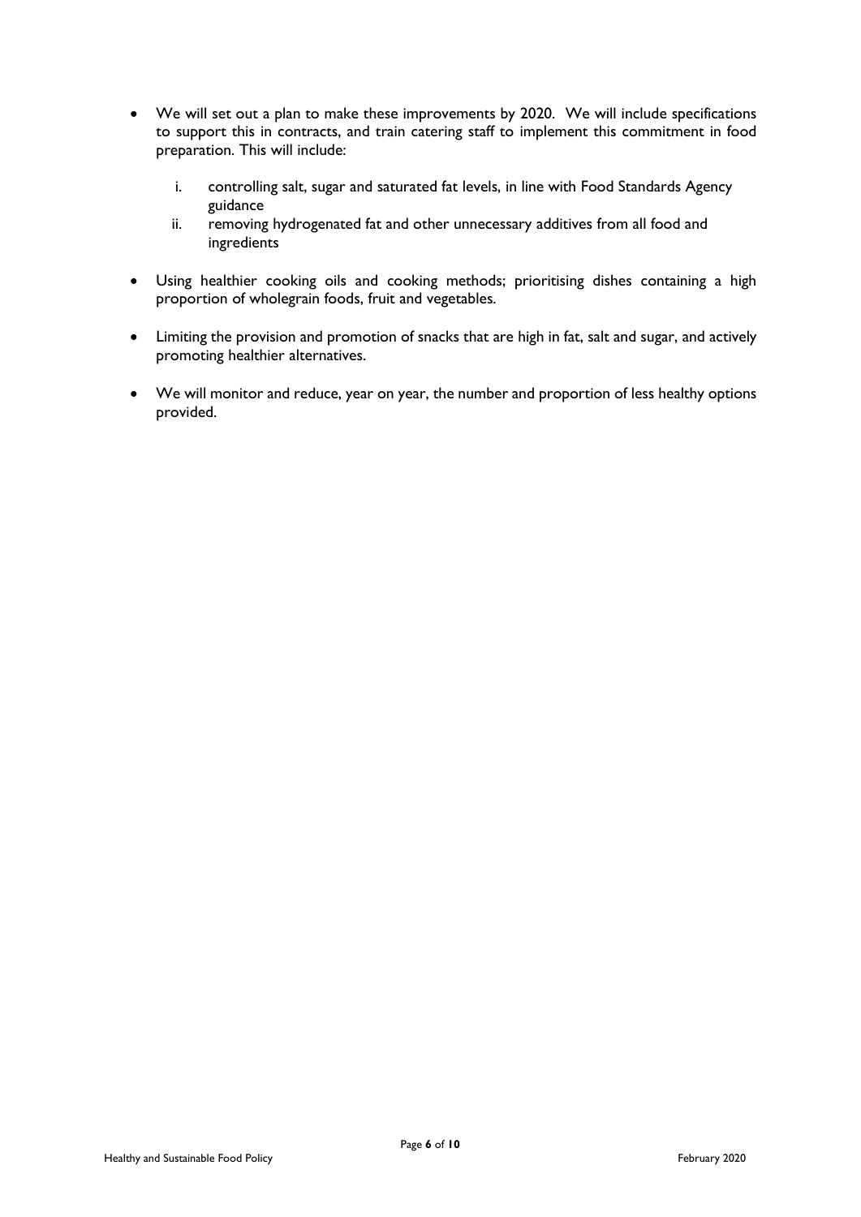- We will set out a plan to make these improvements by 2020. We will include specifications to support this in contracts, and train catering staff to implement this commitment in food preparation. This will include:

    i. controlling salt, sugar and saturated fat levels, in line with Food Standards Agency guidance
    ii. removing hydrogenated fat and other unnecessary additives from all food and ingredients

- Using healthier cooking oils and cooking methods; prioritising dishes containing a high proportion of wholegrain foods, fruit and vegetables.

- Limiting the provision and promotion of snacks that are high in fat, salt and sugar, and actively promoting healthier alternatives.

- We will monitor and reduce, year on year, the number and proportion of less healthy options provided.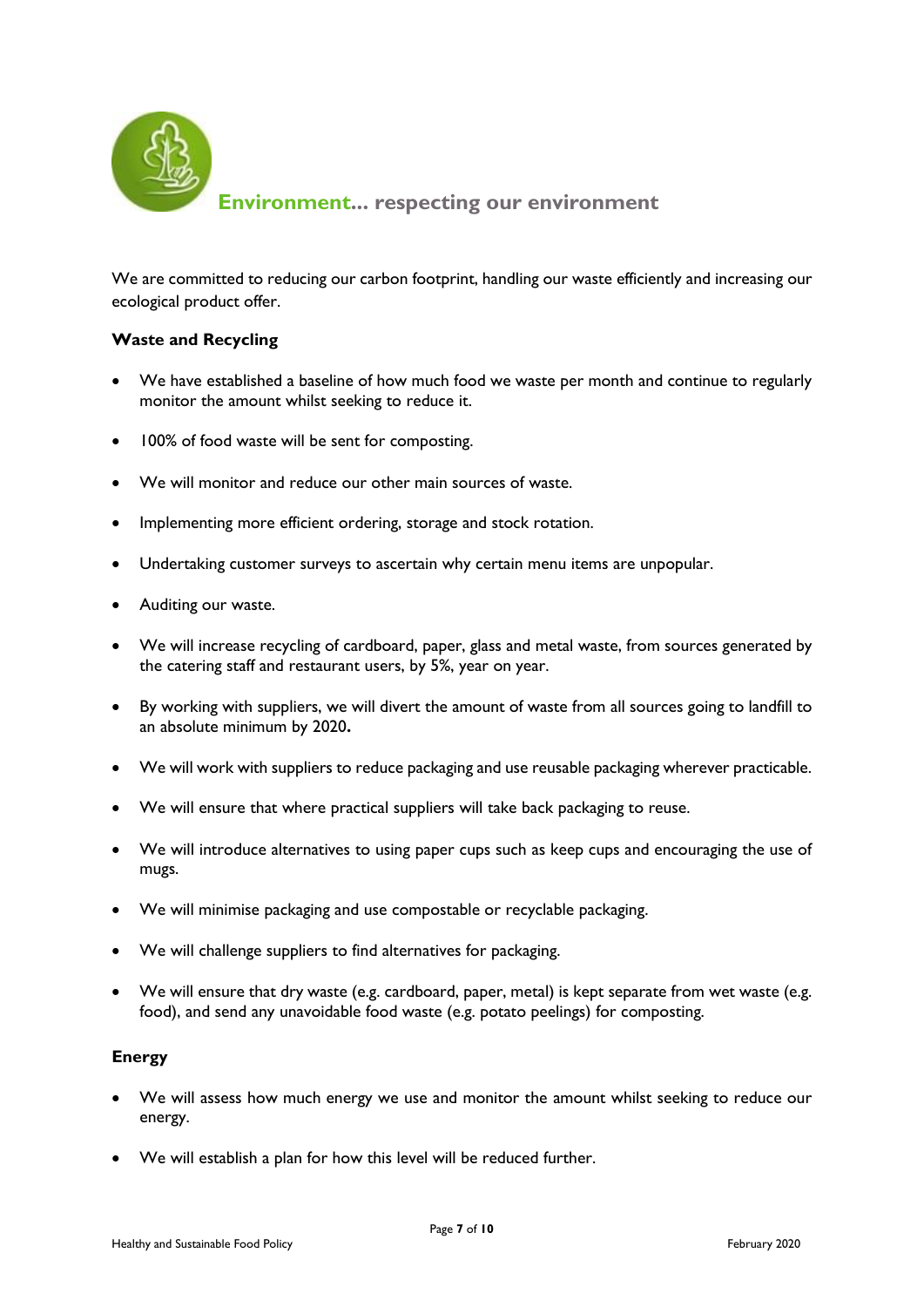## Environment... respecting our environment

We are committed to reducing our carbon footprint, handling our waste efficiently and increasing our ecological product offer.

**Waste and Recycling**

- We have established a baseline of how much food we waste per month and continue to regularly monitor the amount whilst seeking to reduce it.
- 100% of food waste will be sent for composting.
- We will monitor and reduce our other main sources of waste.
- Implementing more efficient ordering, storage and stock rotation.
- Undertaking customer surveys to ascertain why certain menu items are unpopular.
- Auditing our waste.
- We will increase recycling of cardboard, paper, glass and metal waste, from sources generated by the catering staff and restaurant users, by 5%, year on year.
- By working with suppliers, we will divert the amount of waste from all sources going to landfill to an absolute minimum by 2020**.**
- We will work with suppliers to reduce packaging and use reusable packaging wherever practicable.
- We will ensure that where practical suppliers will take back packaging to reuse.
- We will introduce alternatives to using paper cups such as keep cups and encouraging the use of mugs.
- We will minimise packaging and use compostable or recyclable packaging.
- We will challenge suppliers to find alternatives for packaging.
- We will ensure that dry waste (e.g. cardboard, paper, metal) is kept separate from wet waste (e.g. food), and send any unavoidable food waste (e.g. potato peelings) for composting.

**Energy**

- We will assess how much energy we use and monitor the amount whilst seeking to reduce our energy.
- We will establish a plan for how this level will be reduced further.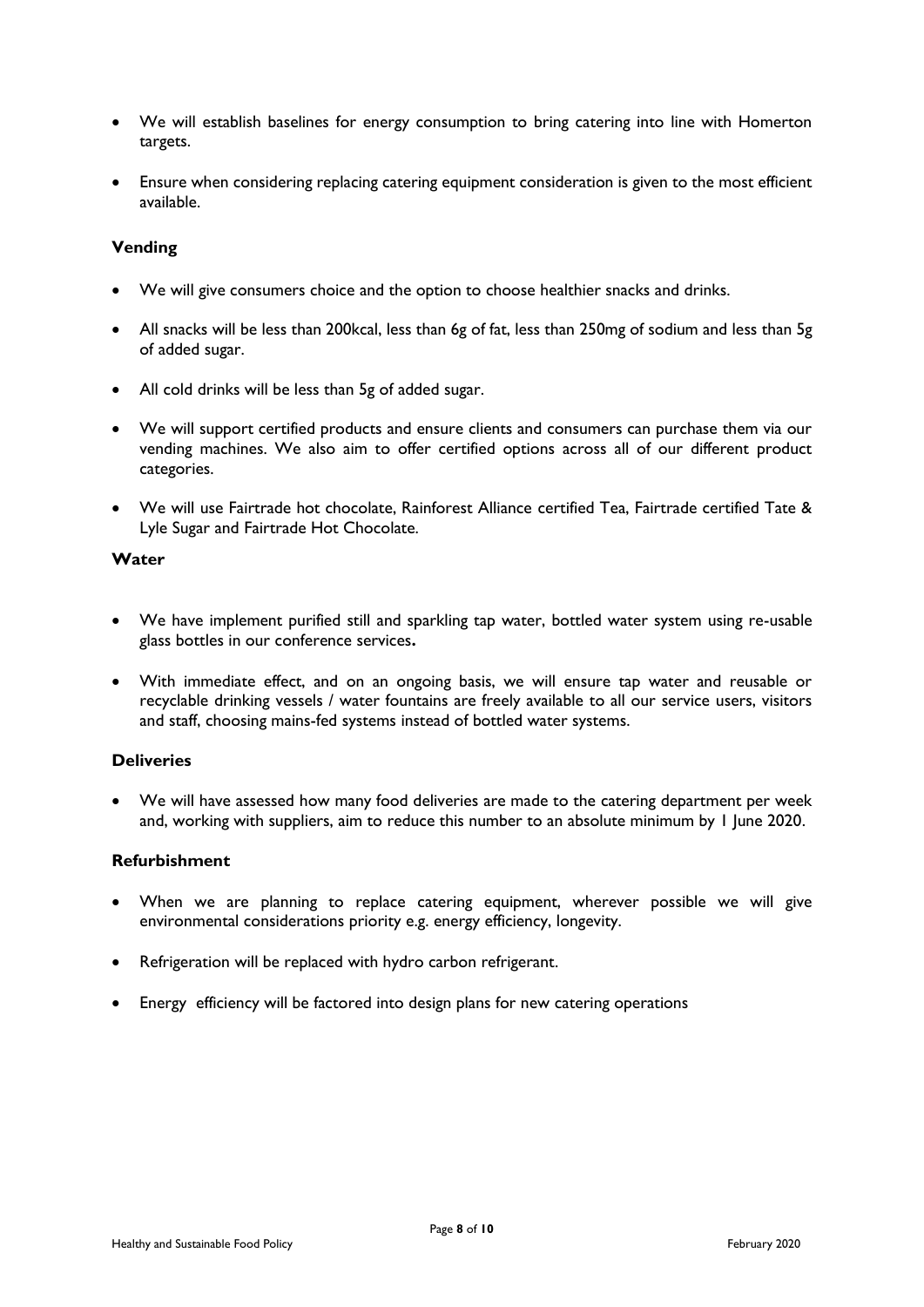- We will establish baselines for energy consumption to bring catering into line with Homerton targets.
- Ensure when considering replacing catering equipment consideration is given to the most efficient available.

**Vending**

- We will give consumers choice and the option to choose healthier snacks and drinks.
- All snacks will be less than 200kcal, less than 6g of fat, less than 250mg of sodium and less than 5g of added sugar.
- All cold drinks will be less than 5g of added sugar.
- We will support certified products and ensure clients and consumers can purchase them via our vending machines. We also aim to offer certified options across all of our different product categories.
- We will use Fairtrade hot chocolate, Rainforest Alliance certified Tea, Fairtrade certified Tate & Lyle Sugar and Fairtrade Hot Chocolate.

**Water**

- We have implement purified still and sparkling tap water, bottled water system using re-usable glass bottles in our conference services**.**
- With immediate effect, and on an ongoing basis, we will ensure tap water and reusable or recyclable drinking vessels / water fountains are freely available to all our service users, visitors and staff, choosing mains-fed systems instead of bottled water systems.

**Deliveries**

- We will have assessed how many food deliveries are made to the catering department per week and, working with suppliers, aim to reduce this number to an absolute minimum by 1 June 2020.

**Refurbishment**

- When we are planning to replace catering equipment, wherever possible we will give environmental considerations priority e.g. energy efficiency, longevity.
- Refrigeration will be replaced with hydro carbon refrigerant.
- Energy efficiency will be factored into design plans for new catering operations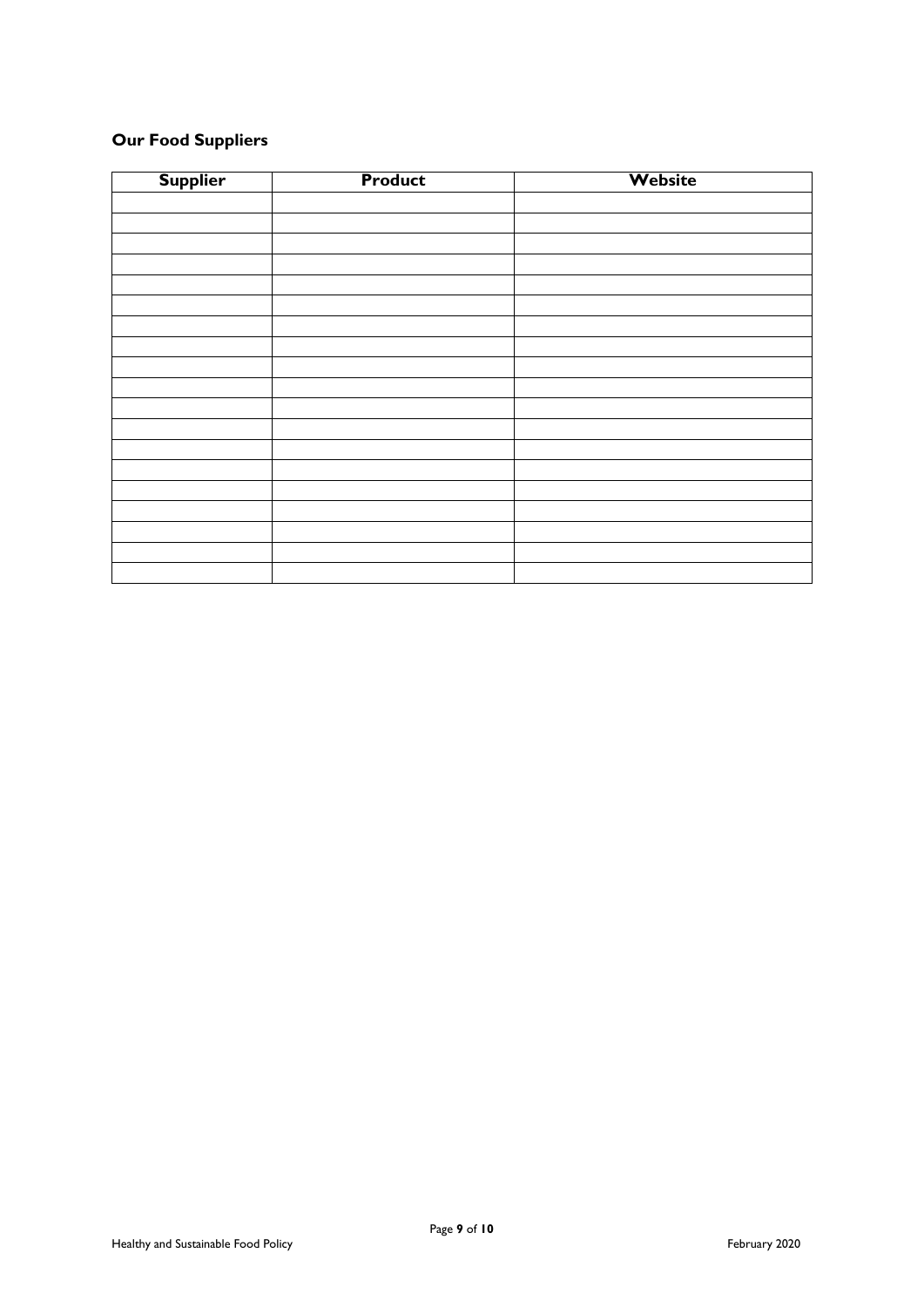## Our Food Suppliers

| Supplier | Product | Website |
| --- | --- | --- |
| | | |
| | | |
| | | |
| | | |
| | | |
| | | |
| | | |
| | | |
| | | |
| | | |
| | | |
| | | |
| | | |
| | | |
| | | |
| | | |
| | | |
| | | |
| | | |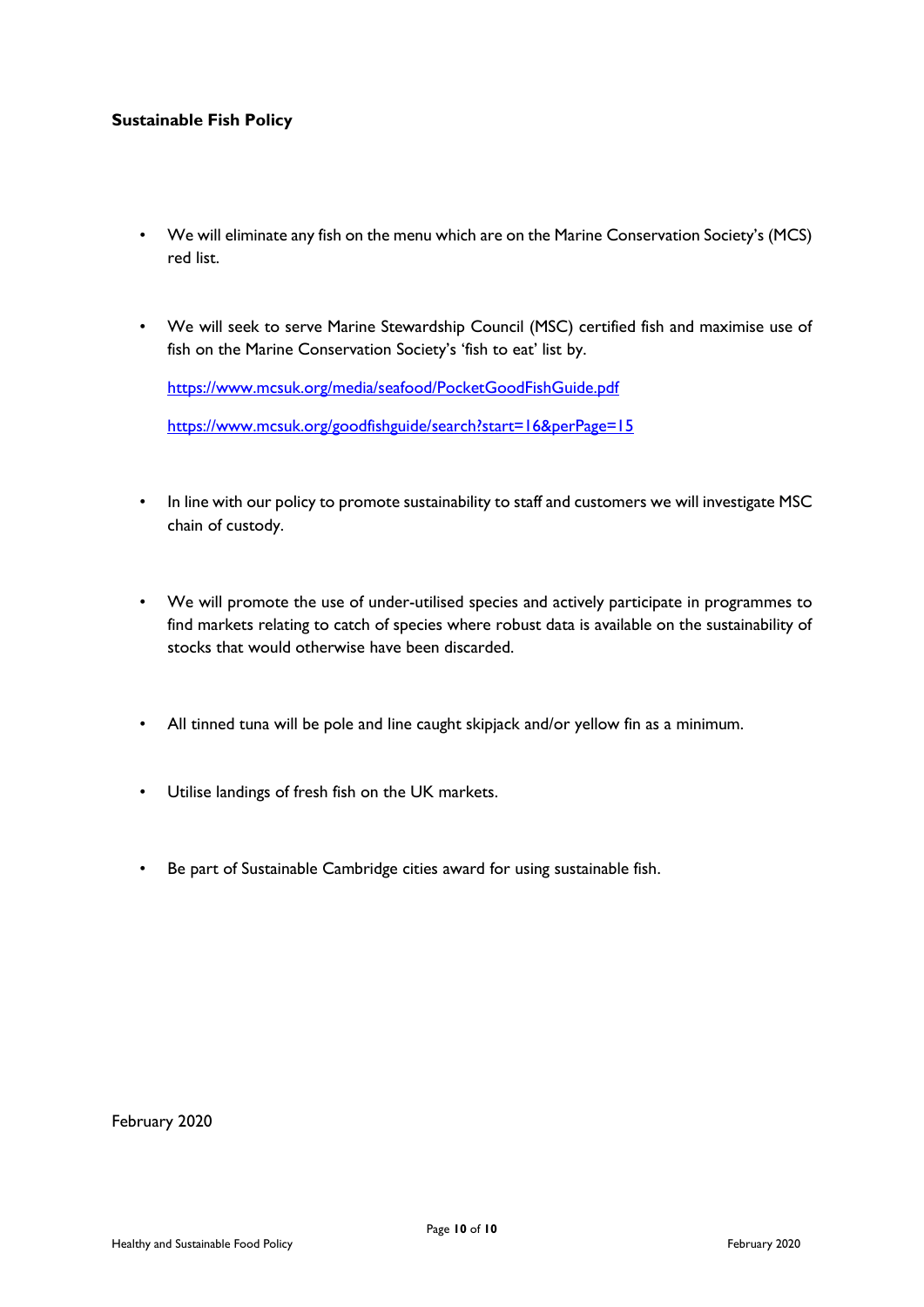**Sustainable Fish Policy**

- We will eliminate any fish on the menu which are on the Marine Conservation Society's (MCS) red list.

- We will seek to serve Marine Stewardship Council (MSC) certified fish and maximise use of fish on the Marine Conservation Society's 'fish to eat' list by.

  https://www.mcsuk.org/media/seafood/PocketGoodFishGuide.pdf

  https://www.mcsuk.org/goodfishguide/search?start=16&perPage=15

- In line with our policy to promote sustainability to staff and customers we will investigate MSC chain of custody.

- We will promote the use of under-utilised species and actively participate in programmes to find markets relating to catch of species where robust data is available on the sustainability of stocks that would otherwise have been discarded.

- All tinned tuna will be pole and line caught skipjack and/or yellow fin as a minimum.

- Utilise landings of fresh fish on the UK markets.

- Be part of Sustainable Cambridge cities award for using sustainable fish.

February 2020